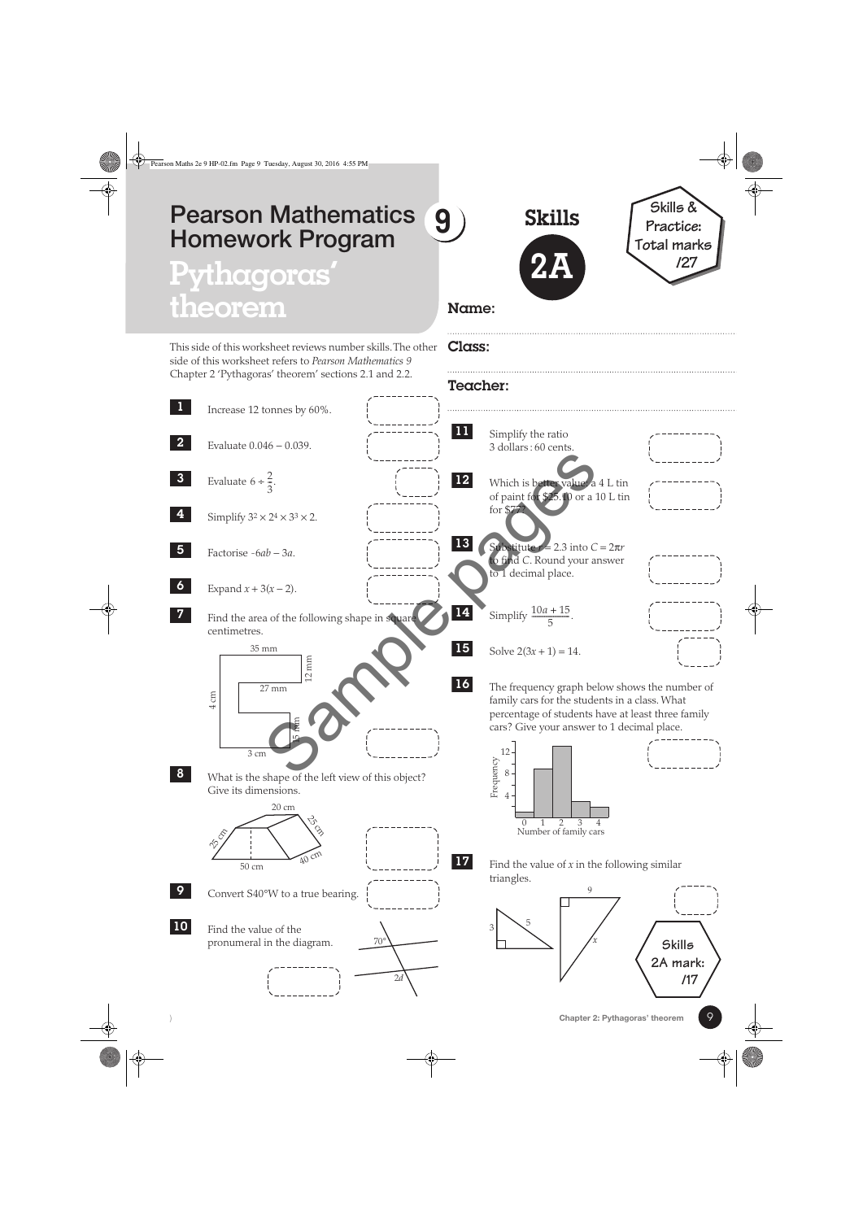# Pearson Mathematics 9 Homework Program

# Pythagoras' theorem

## Skills 2A

**Skills & Practice: Total marks /27**

**Name:**

**Class:**

**Teacher:**

This side of this worksheet reviews number skills. The other side of this worksheet refers to *Pearson Mathematics 9* Chapter 2 'Pythagoras' theorem' sections 2.1 and 2.2.

**1** Increase 12 tonnes by 60%.

**2** Evaluate 0.046 − 0.039.

**3** Evaluate $6 \div \frac{2}{3}$.

**4** Simplify $3^2 \times 2^4 \times 3^3 \times 2$.

**5** Factorise $-6ab - 3a$.

**6** Expand $x + 3(x - 2)$.

**7** Find the area of the following shape in square centimetres.

(Shape labels: 35 mm, 12 mm, 27 mm, 4 cm, 15 mm, 3 cm)

**8** What is the shape of the left view of this object? Give its dimensions.

(Object labels: 20 cm, 25 cm, 25 cm, 50 cm, 40 cm)

**9** Convert S40°W to a true bearing.

**10** Find the value of the pronumeral in the diagram.

(Diagram labels: 70°, $2d$)

**11** Simplify the ratio 3 dollars : 60 cents.

**12** Which is better value: a 4 L tin of paint for $25.10 or a 10 L tin for $77?

**13** Substitute $r = 2.3$ into $C = 2\pi r$ to find $C$. Round your answer to 1 decimal place.

**14** Simplify $\frac{10a + 15}{5}$.

**15** Solve $2(3x + 1) = 14$.

**16** The frequency graph below shows the number of family cars for the students in a class. What percentage of students have at least three family cars? Give your answer to 1 decimal place.

(Graph: Frequency vs Number of family cars, 0–4; y-axis marks 4, 8, 12)

**17** Find the value of $x$ in the following similar triangles.

(Triangle labels: 3, 5; 9, $x$)

**Skills 2A mark: /17**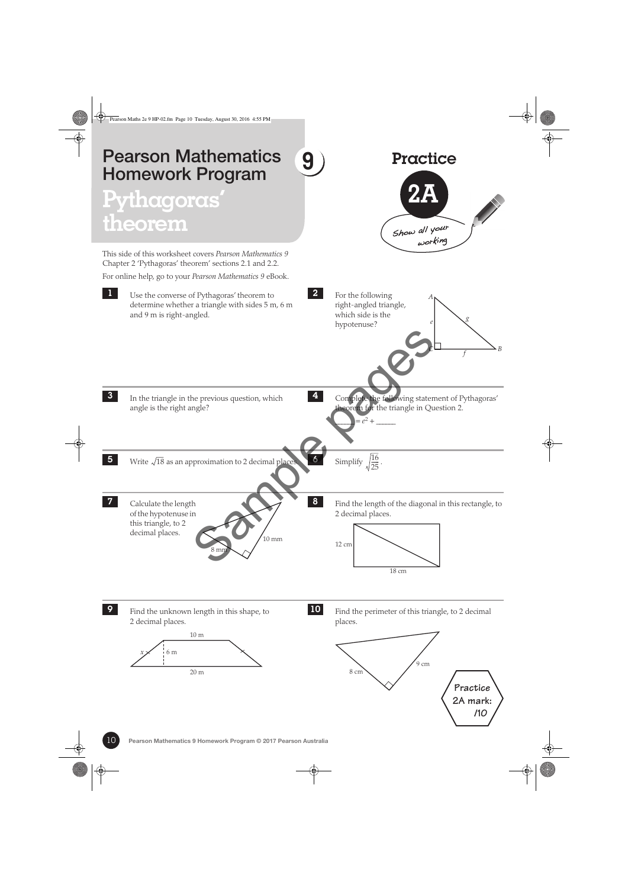# Pearson Mathematics Homework Program 9

# Pythagoras' theorem

## Practice 2A

*Show all your working*

This side of this worksheet covers *Pearson Mathematics 9* Chapter 2 'Pythagoras' theorem' sections 2.1 and 2.2.

For online help, go to your *Pearson Mathematics 9* eBook.

**1** Use the converse of Pythagoras' theorem to determine whether a triangle with sides 5 m, 6 m and 9 m is right-angled.

**2** For the following right-angled triangle, which side is the hypotenuse?

**3** In the triangle in the previous question, which angle is the right angle?

**4** Complete the following statement of Pythagoras' theorem for the triangle in Question 2.

\_\_\_\_\_ $= e^2 +$ \_\_\_\_\_

**5** Write $\sqrt{18}$ as an approximation to 2 decimal places.

**6** Simplify $\sqrt{\frac{16}{25}}$.

**7** Calculate the length of the hypotenuse in this triangle, to 2 decimal places.

**8** Find the length of the diagonal in this rectangle, to 2 decimal places.

**9** Find the unknown length in this shape, to 2 decimal places.

**10** Find the perimeter of this triangle, to 2 decimal places.

Practice 2A mark: /10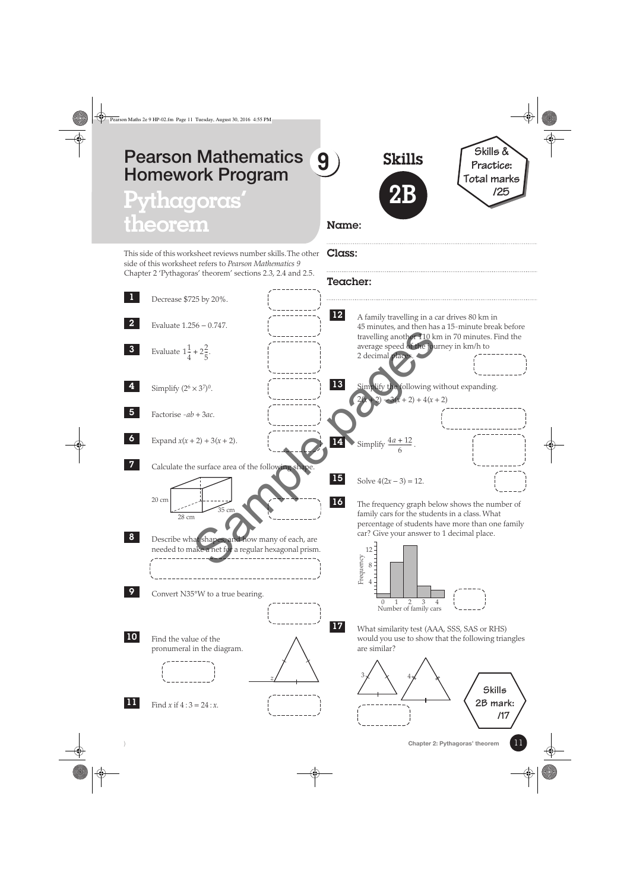# Pearson Mathematics Homework Program 9

# Pythagoras' theorem

## Skills 2B

**Skills & Practice: Total marks /25**

**Name:**

**Class:**

**Teacher:**

This side of this worksheet reviews number skills. The other side of this worksheet refers to *Pearson Mathematics 9* Chapter 2 'Pythagoras' theorem' sections 2.3, 2.4 and 2.5.

**1** Decrease $725 by 20%.

**2** Evaluate 1.256 − 0.747.

**3** Evaluate $1\frac{1}{4} + 2\frac{2}{5}$.

**4** Simplify $(2^6 \times 3^7)^0$.

**5** Factorise $-ab + 3ac$.

**6** Expand $x(x + 2) + 3(x + 2)$.

**7** Calculate the surface area of the following shape.

(Rectangular prism: 20 cm, 28 cm, 35 cm)

**8** Describe what shapes, and how many of each, are needed to make a net for a regular hexagonal prism.

**9** Convert N35°W to a true bearing.

**10** Find the value of the pronumeral in the diagram.

(Equilateral triangle with exterior angle $z$)

**11** Find $x$ if $4 : 3 = 24 : x$.

**12** A family travelling in a car drives 80 km in 45 minutes, and then has a 15-minute break before travelling another 110 km in 70 minutes. Find the average speed of the journey in km/h to 2 decimal places.

**13** Simplify the following without expanding.

$2(x + 2) - 3(x + 2) + 4(x + 2)$

**14** Simplify $\frac{4a + 12}{6}$.

**15** Solve $4(2x - 3) = 12$.

**16** The frequency graph below shows the number of family cars for the students in a class. What percentage of students have more than one family car? Give your answer to 1 decimal place.

(Frequency graph: Number of family cars 0–4; Frequency axis 4, 8, 12)

**17** What similarity test (AAA, SSS, SAS or RHS) would you use to show that the following triangles are similar?

(Two equilateral triangles with sides 3 and 4)

**Skills 2B mark: /17**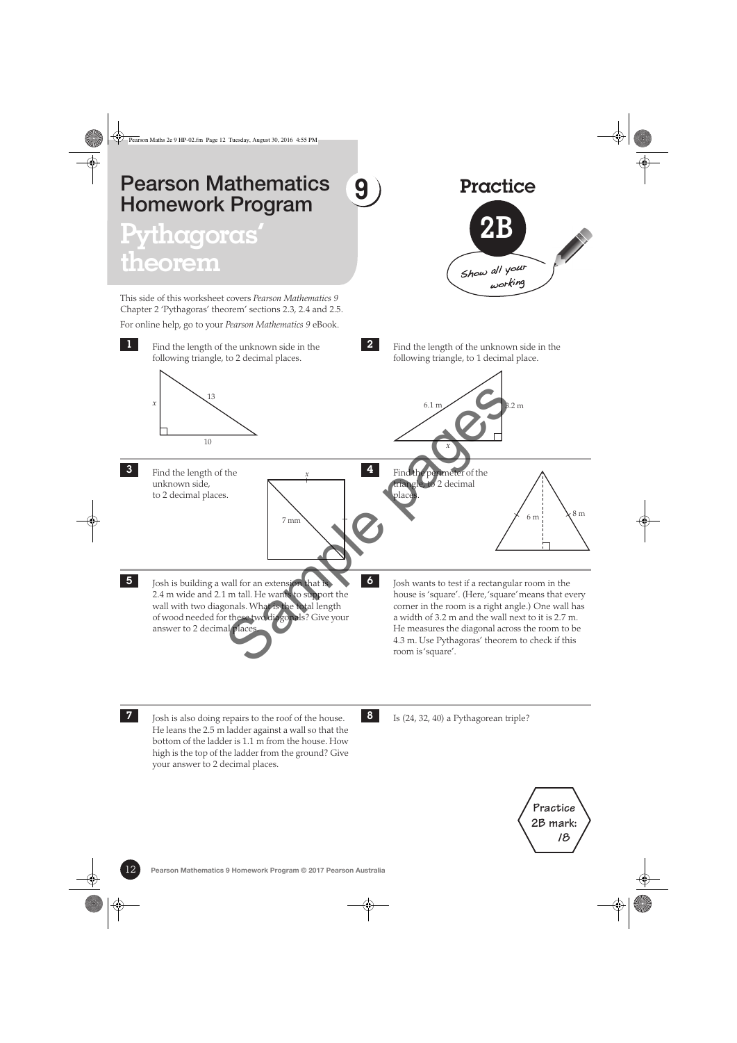# Pearson Mathematics Homework Program

# Pythagoras' theorem

**9**

## Practice 2B

*Show all your working*

This side of this worksheet covers *Pearson Mathematics 9* Chapter 2 'Pythagoras' theorem' sections 2.3, 2.4 and 2.5.

For online help, go to your *Pearson Mathematics 9* eBook.

**1** Find the length of the unknown side in the following triangle, to 2 decimal places.

$x$

13

10

**2** Find the length of the unknown side in the following triangle, to 1 decimal place.

6.1 m

3.2 m

$x$

**3** Find the length of the unknown side, to 2 decimal places.

$x$

7 mm

**4** Find the perimeter of the triangle, to 2 decimal places.

6 m

8 m

**5** Josh is building a wall for an extension that is 2.4 m wide and 2.1 m tall. He wants to support the wall with two diagonals. What is the total length of wood needed for these two diagonals? Give your answer to 2 decimal places.

**6** Josh wants to test if a rectangular room in the house is 'square'. (Here, 'square' means that every corner in the room is a right angle.) One wall has a width of 3.2 m and the wall next to it is 2.7 m. He measures the diagonal across the room to be 4.3 m. Use Pythagoras' theorem to check if this room is 'square'.

**7** Josh is also doing repairs to the roof of the house. He leans the 2.5 m ladder against a wall so that the bottom of the ladder is 1.1 m from the house. How high is the top of the ladder from the ground? Give your answer to 2 decimal places.

**8** Is (24, 32, 40) a Pythagorean triple?

Practice 2B mark: /18

Sample pages